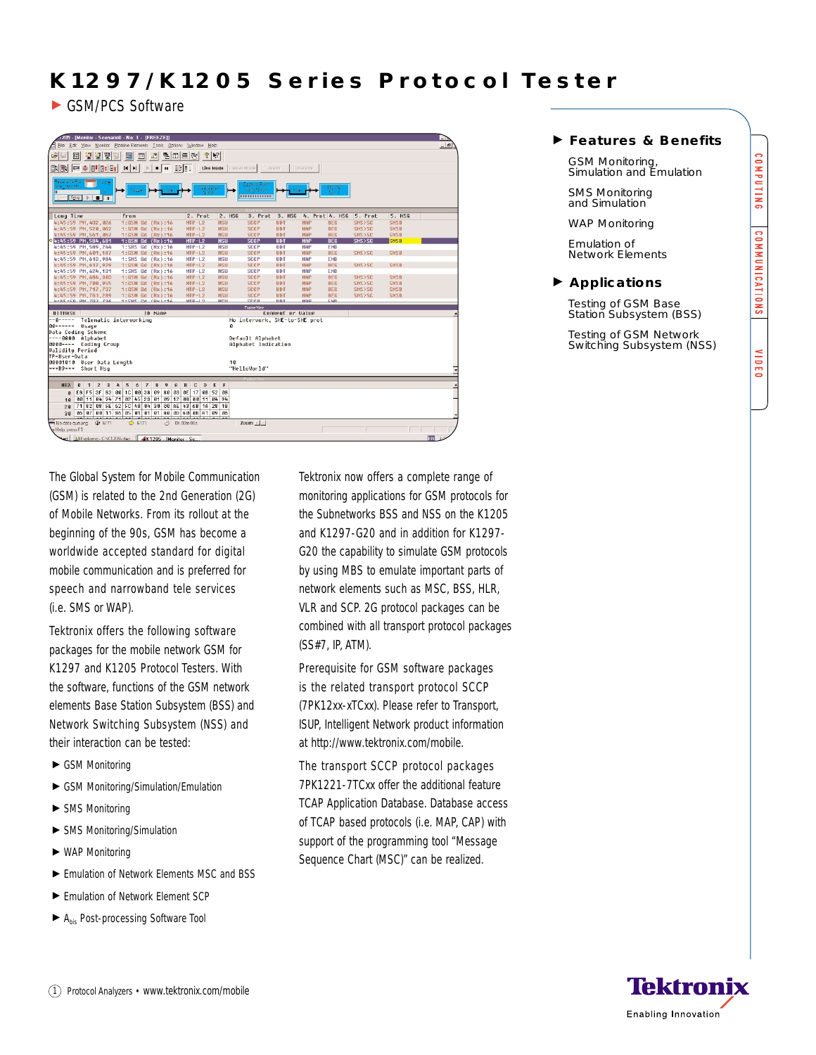# K1297/K1205 Series Protocol Tester

## GSM/PCS Software

### Features & Benefits

GSM Monitoring, Simulation and Emulation

SMS Monitoring and Simulation

WAP Monitoring

Emulation of Network Elements

### Applications

Testing of GSM Base Station Subsystem (BSS)

Testing of GSM Network Switching Subsystem (NSS)

The Global System for Mobile Communication (GSM) is related to the 2nd Generation (2G) of Mobile Networks. From its rollout at the beginning of the 90s, GSM has become a worldwide accepted standard for digital mobile communication and is preferred for speech and narrowband tele services (i.e. SMS or WAP).

Tektronix offers the following software packages for the mobile network GSM for K1297 and K1205 Protocol Testers. With the software, functions of the GSM network elements Base Station Subsystem (BSS) and Network Switching Subsystem (NSS) and their interaction can be tested:

- GSM Monitoring
- GSM Monitoring/Simulation/Emulation
- SMS Monitoring
- SMS Monitoring/Simulation
- WAP Monitoring
- Emulation of Network Elements MSC and BSS
- Emulation of Network Element SCP
- $A_{bis}$ Post-processing Software Tool

Tektronix now offers a complete range of monitoring applications for GSM protocols for the Subnetworks BSS and NSS on the K1205 and K1297-G20 and in addition for K1297-G20 the capability to simulate GSM protocols by using MBS to emulate important parts of network elements such as MSC, BSS, HLR, VLR and SCP. 2G protocol packages can be combined with all transport protocol packages (SS#7, IP, ATM).

Prerequisite for GSM software packages is the related transport protocol SCCP (7PK12xx-xTCxx). Please refer to Transport, ISUP, Intelligent Network product information at http://www.tektronix.com/mobile.

The transport SCCP protocol packages 7PK1221-7TCxx offer the additional feature TCAP Application Database. Database access of TCAP based protocols (i.e. MAP, CAP) with support of the programming tool "Message Sequence Chart (MSC)" can be realized.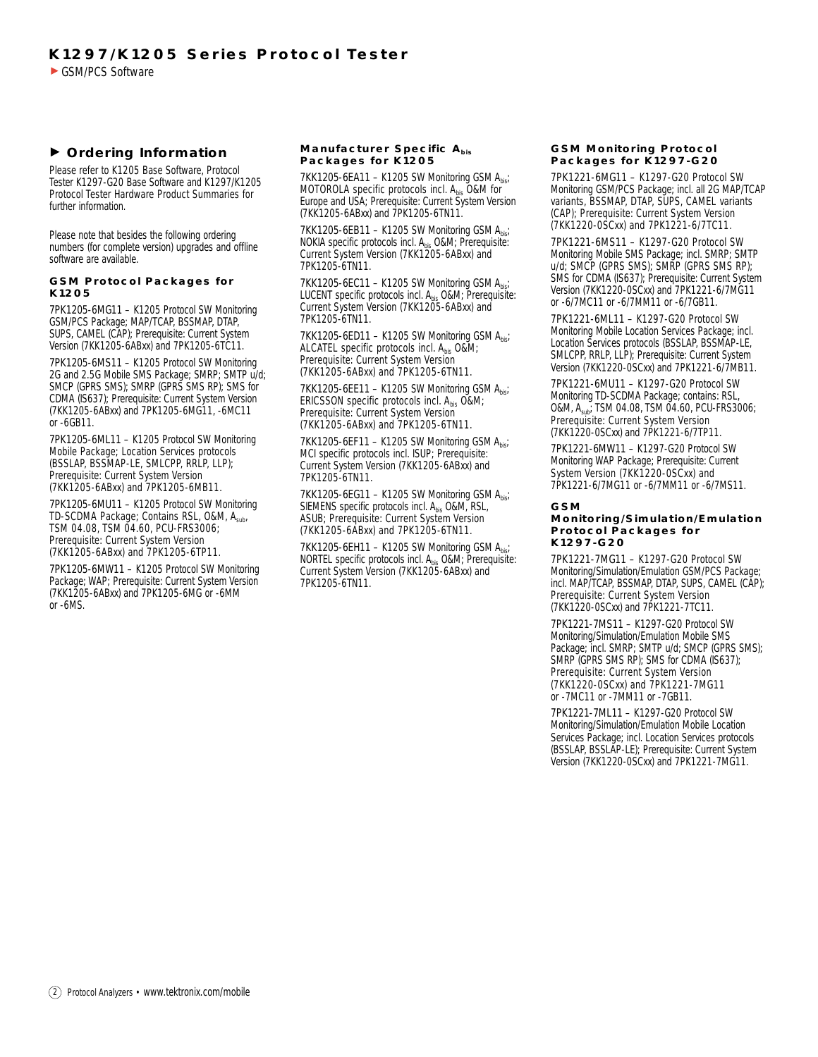## Ordering Information

Please refer to K1205 Base Software, Protocol Tester K1297-G20 Base Software and K1297/K1205 Protocol Tester Hardware Product Summaries for further information.

Please note that besides the following ordering numbers (for complete version) upgrades and offline software are available.

### GSM Protocol Packages for K1205

7PK1205-6MG11 – K1205 Protocol SW Monitoring GSM/PCS Package; MAP/TCAP, BSSMAP, DTAP, SUPS, CAMEL (CAP); Prerequisite: Current System Version (7KK1205-6ABxx) and 7PK1205-6TC11.

7PK1205-6MS11 – K1205 Protocol SW Monitoring 2G and 2.5G Mobile SMS Package; SMRP; SMTP u/d; SMCP (GPRS SMS); SMRP (GPRS SMS RP); SMS for CDMA (IS637); Prerequisite: Current System Version (7KK1205-6ABxx) and 7PK1205-6MG11, -6MC11 or -6GB11.

7PK1205-6ML11 – K1205 Protocol SW Monitoring Mobile Package; Location Services protocols (BSSLAP, BSSMAP-LE, SMLCPP, RRLP, LLP); Prerequisite: Current System Version (7KK1205-6ABxx) and 7PK1205-6MB11.

7PK1205-6MU11 – K1205 Protocol SW Monitoring TD-SCDMA Package; Contains RSL, O&M, $A_{sub}$, TSM 04.08, TSM 04.60, PCU-FRS3006; Prerequisite: Current System Version (7KK1205-6ABxx) and 7PK1205-6TP11.

7PK1205-6MW11 – K1205 Protocol SW Monitoring Package; WAP; Prerequisite: Current System Version (7KK1205-6ABxx) and 7PK1205-6MG or -6MM or -6MS.

### Manufacturer Specific $A_{bis}$ Packages for K1205

7KK1205-6EA11 – K1205 SW Monitoring GSM $A_{bis}$; MOTOROLA specific protocols incl. $A_{bis}$ O&M for Europe and USA; Prerequisite: Current System Version (7KK1205-6ABxx) and 7PK1205-6TN11.

7KK1205-6EB11 – K1205 SW Monitoring GSM $A_{bis}$; NOKIA specific protocols incl. $A_{bis}$ O&M; Prerequisite: Current System Version (7KK1205-6ABxx) and 7PK1205-6TN11.

7KK1205-6EC11 – K1205 SW Monitoring GSM $A_{bis}$; LUCENT specific protocols incl. $A_{bis}$ O&M; Prerequisite: Current System Version (7KK1205-6ABxx) and 7PK1205-6TN11.

7KK1205-6ED11 – K1205 SW Monitoring GSM $A_{bis}$; ALCATEL specific protocols incl. $A_{bis}$ O&M; Prerequisite: Current System Version (7KK1205-6ABxx) and 7PK1205-6TN11.

7KK1205-6EE11 – K1205 SW Monitoring GSM $A_{bis}$; ERICSSON specific protocols incl. $A_{bis}$ O&M; Prerequisite: Current System Version (7KK1205-6ABxx) and 7PK1205-6TN11.

7KK1205-6EF11 – K1205 SW Monitoring GSM $A_{bis}$; MCI specific protocols incl. ISUP; Prerequisite: Current System Version (7KK1205-6ABxx) and 7PK1205-6TN11.

7KK1205-6EG11 – K1205 SW Monitoring GSM $A_{bis}$; SIEMENS specific protocols incl. $A_{bis}$ O&M, RSL, ASUB; Prerequisite: Current System Version (7KK1205-6ABxx) and 7PK1205-6TN11.

7KK1205-6EH11 – K1205 SW Monitoring GSM $A_{bis}$; NORTEL specific protocols incl. $A_{bis}$ O&M; Prerequisite: Current System Version (7KK1205-6ABxx) and 7PK1205-6TN11.

### GSM Monitoring Protocol Packages for K1297-G20

7PK1221-6MG11 – K1297-G20 Protocol SW Monitoring GSM/PCS Package; incl. all 2G MAP/TCAP variants, BSSMAP, DTAP, SUPS, CAMEL variants (CAP); Prerequisite: Current System Version (7KK1220-0SCxx) and 7PK1221-6/7TC11.

7PK1221-6MS11 – K1297-G20 Protocol SW Monitoring Mobile SMS Package; incl. SMRP; SMTP u/d; SMCP (GPRS SMS); SMRP (GPRS SMS RP); SMS for CDMA (IS637); Prerequisite: Current System Version (7KK1220-0SCxx) and 7PK1221-6/7MG11 or -6/7MC11 or -6/7MM11 or -6/7GB11.

7PK1221-6ML11 – K1297-G20 Protocol SW Monitoring Mobile Location Services Package; incl. Location Services protocols (BSSLAP, BSSMAP-LE, SMLCPP, RRLP, LLP); Prerequisite: Current System Version (7KK1220-0SCxx) and 7PK1221-6/7MB11.

7PK1221-6MU11 – K1297-G20 Protocol SW Monitoring TD-SCDMA Package; contains: RSL, O&M, $A_{sub}$; TSM 04.08, TSM 04.60, PCU-FRS3006; Prerequisite: Current System Version (7KK1220-0SCxx) and 7PK1221-6/7TP11.

7PK1221-6MW11 – K1297-G20 Protocol SW Monitoring WAP Package; Prerequisite: Current System Version (7KK1220-0SCxx) and 7PK1221-6/7MG11 or -6/7MM11 or -6/7MS11.

### GSM Monitoring/Simulation/Emulation Protocol Packages for K1297-G20

7PK1221-7MG11 – K1297-G20 Protocol SW Monitoring/Simulation/Emulation GSM/PCS Package; incl. MAP/TCAP, BSSMAP, DTAP, SUPS, CAMEL (CAP); Prerequisite: Current System Version (7KK1220-0SCxx) and 7PK1221-7TC11.

7PK1221-7MS11 – K1297-G20 Protocol SW Monitoring/Simulation/Emulation Mobile SMS Package; incl. SMRP; SMTP u/d; SMCP (GPRS SMS); SMRP (GPRS SMS RP); SMS for CDMA (IS637); Prerequisite: Current System Version (7KK1220-0SCxx) and 7PK1221-7MG11 or -7MC11 or -7MM11 or -7GB11.

7PK1221-7ML11 – K1297-G20 Protocol SW Monitoring/Simulation/Emulation Mobile Location Services Package; incl. Location Services protocols (BSSLAP, BSSLAP-LE); Prerequisite: Current System Version (7KK1220-0SCxx) and 7PK1221-7MG11.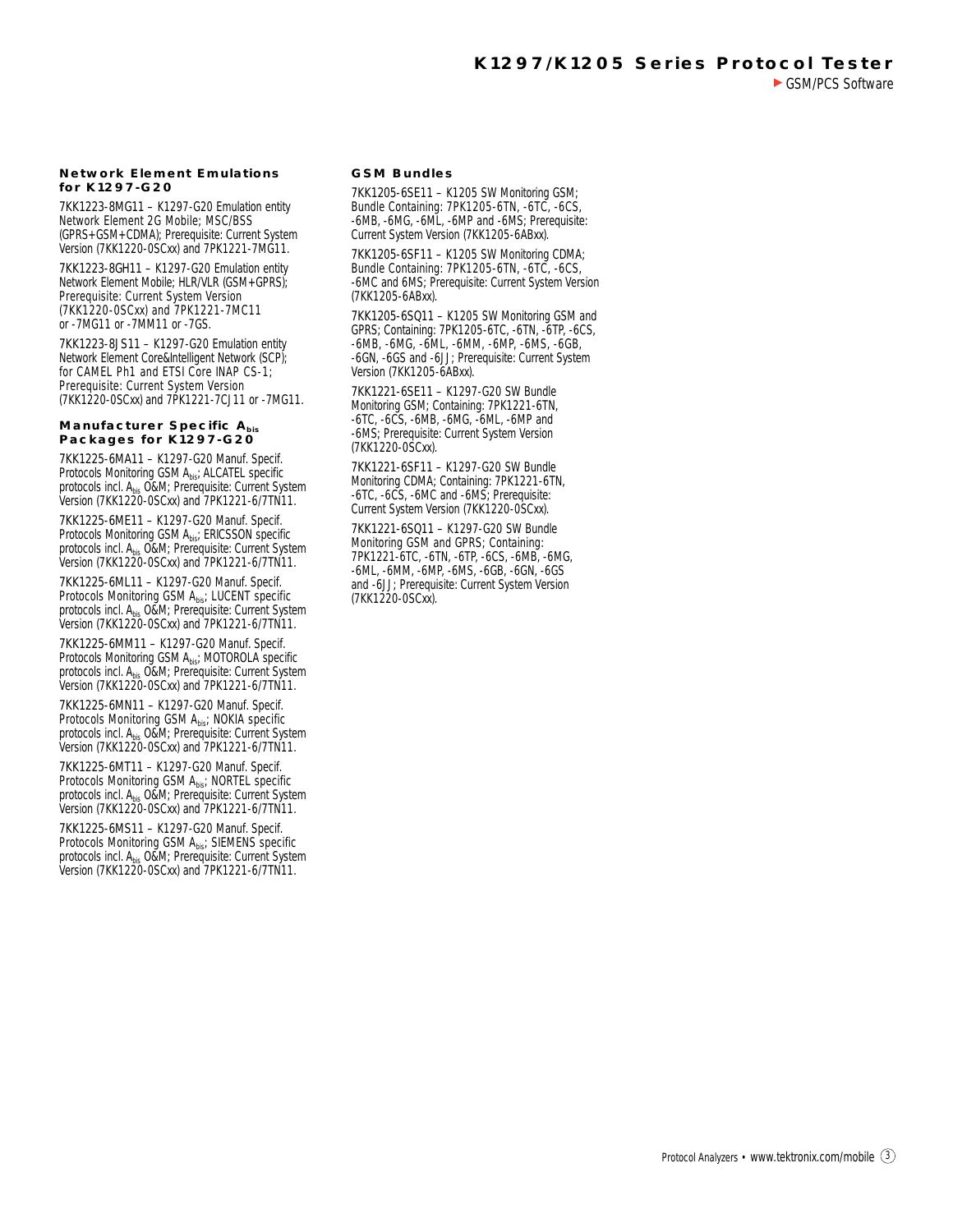### Network Element Emulations for K1297-G20

7KK1223-8MG11 – K1297-G20 Emulation entity Network Element 2G Mobile; MSC/BSS (GPRS+GSM+CDMA); Prerequisite: Current System Version (7KK1220-0SCxx) and 7PK1221-7MG11.

7KK1223-8GH11 – K1297-G20 Emulation entity Network Element Mobile; HLR/VLR (GSM+GPRS); Prerequisite: Current System Version (7KK1220-0SCxx) and 7PK1221-7MC11 or -7MG11 or -7MM11 or -7GS.

7KK1223-8JS11 – K1297-G20 Emulation entity Network Element Core&Intelligent Network (SCP); for CAMEL Ph1 and ETSI Core INAP CS-1; Prerequisite: Current System Version (7KK1220-0SCxx) and 7PK1221-7CJ11 or -7MG11.

### Manufacturer Specific $A_{bis}$ Packages for K1297-G20

7KK1225-6MA11 – K1297-G20 Manuf. Specif. Protocols Monitoring GSM $A_{bis}$; ALCATEL specific protocols incl. $A_{bis}$ O&M; Prerequisite: Current System Version (7KK1220-0SCxx) and 7PK1221-6/7TN11.

7KK1225-6ME11 – K1297-G20 Manuf. Specif. Protocols Monitoring GSM $A_{bis}$; ERICSSON specific protocols incl. $A_{bis}$ O&M; Prerequisite: Current System Version (7KK1220-0SCxx) and 7PK1221-6/7TN11.

7KK1225-6ML11 – K1297-G20 Manuf. Specif. Protocols Monitoring GSM $A_{bis}$; LUCENT specific protocols incl. $A_{bis}$ O&M; Prerequisite: Current System Version (7KK1220-0SCxx) and 7PK1221-6/7TN11.

7KK1225-6MM11 – K1297-G20 Manuf. Specif. Protocols Monitoring GSM $A_{bis}$; MOTOROLA specific protocols incl. $A_{bis}$ O&M; Prerequisite: Current System Version (7KK1220-0SCxx) and 7PK1221-6/7TN11.

7KK1225-6MN11 – K1297-G20 Manuf. Specif. Protocols Monitoring GSM $A_{bis}$; NOKIA specific protocols incl. $A_{bis}$ O&M; Prerequisite: Current System Version (7KK1220-0SCxx) and 7PK1221-6/7TN11.

7KK1225-6MT11 – K1297-G20 Manuf. Specif. Protocols Monitoring GSM $A_{bis}$; NORTEL specific protocols incl. $A_{bis}$ O&M; Prerequisite: Current System Version (7KK1220-0SCxx) and 7PK1221-6/7TN11.

7KK1225-6MS11 – K1297-G20 Manuf. Specif. Protocols Monitoring GSM $A_{bis}$; SIEMENS specific protocols incl. $A_{bis}$ O&M; Prerequisite: Current System Version (7KK1220-0SCxx) and 7PK1221-6/7TN11.

### GSM Bundles

7KK1205-6SE11 – K1205 SW Monitoring GSM; Bundle Containing: 7PK1205-6TN, -6TC, -6CS, -6MB, -6MG, -6ML, -6MP and -6MS; Prerequisite: Current System Version (7KK1205-6ABxx).

7KK1205-6SF11 – K1205 SW Monitoring CDMA; Bundle Containing: 7PK1205-6TN, -6TC, -6CS, -6MC and 6MS; Prerequisite: Current System Version (7KK1205-6ABxx).

7KK1205-6SQ11 – K1205 SW Monitoring GSM and GPRS; Containing: 7PK1205-6TC, -6TN, -6TP, -6CS, -6MB, -6MG, -6ML, -6MM, -6MP, -6MS, -6GB, -6GN, -6GS and -6JJ; Prerequisite: Current System Version (7KK1205-6ABxx).

7KK1221-6SE11 – K1297-G20 SW Bundle Monitoring GSM; Containing: 7PK1221-6TN, -6TC, -6CS, -6MB, -6MG, -6ML, -6MP and -6MS; Prerequisite: Current System Version (7KK1220-0SCxx).

7KK1221-6SF11 – K1297-G20 SW Bundle Monitoring CDMA; Containing: 7PK1221-6TN, -6TC, -6CS, -6MC and -6MS; Prerequisite: Current System Version (7KK1220-0SCxx).

7KK1221-6SQ11 – K1297-G20 SW Bundle Monitoring GSM and GPRS; Containing: 7PK1221-6TC, -6TN, -6TP, -6CS, -6MB, -6MG, -6ML, -6MM, -6MP, -6MS, -6GB, -6GN, -6GS and -6JJ; Prerequisite: Current System Version (7KK1220-0SCxx).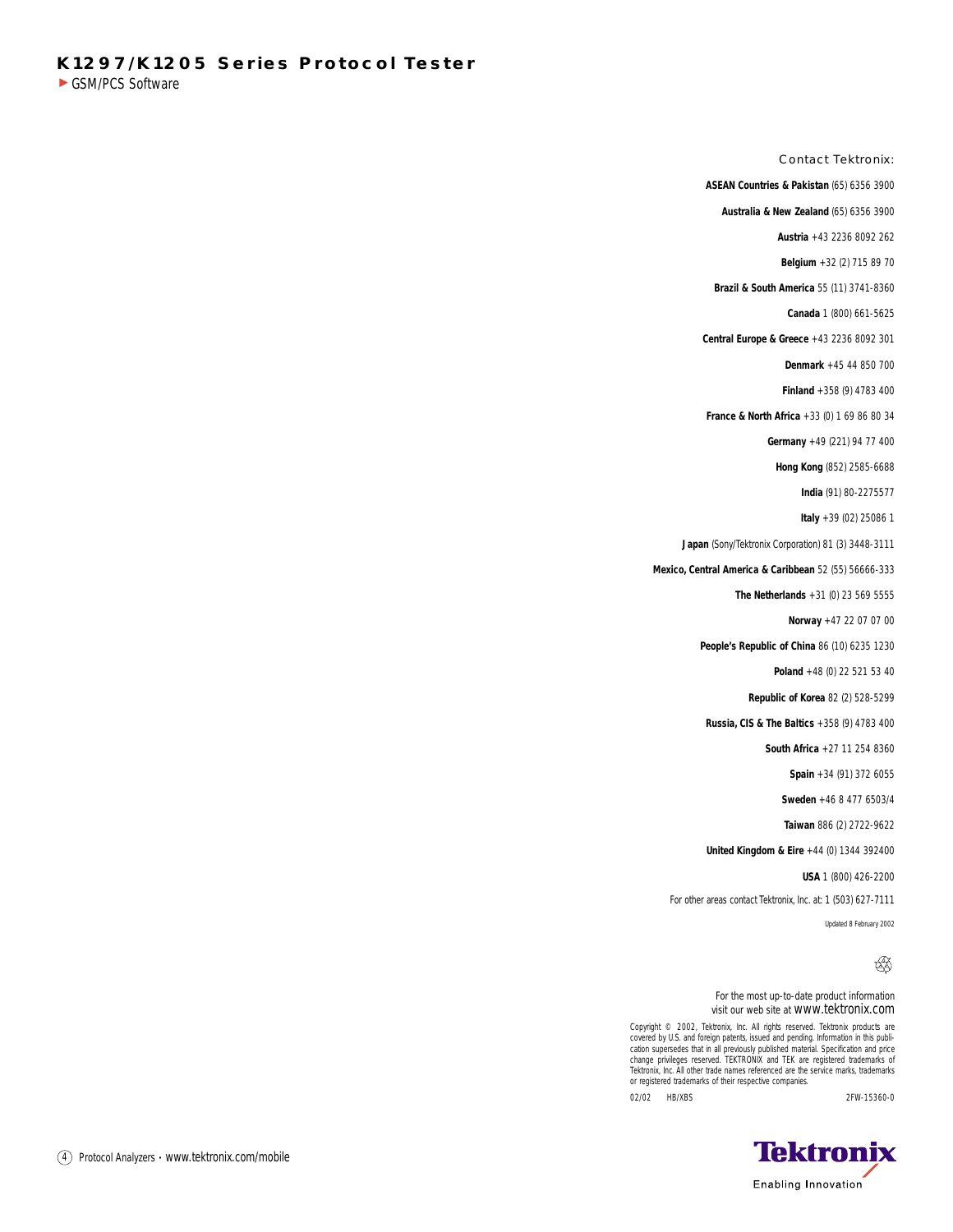Contact Tektronix:

**ASEAN Countries & Pakistan** (65) 6356 3900

**Australia & New Zealand** (65) 6356 3900

**Austria** +43 2236 8092 262

**Belgium** +32 (2) 715 89 70

**Brazil & South America** 55 (11) 3741-8360

**Canada** 1 (800) 661-5625

**Central Europe & Greece** +43 2236 8092 301

**Denmark** +45 44 850 700

**Finland** +358 (9) 4783 400

**France & North Africa** +33 (0) 1 69 86 80 34

**Germany** +49 (221) 94 77 400

**Hong Kong** (852) 2585-6688

**India** (91) 80-2275577

**Italy** +39 (02) 25086 1

**Japan** (Sony/Tektronix Corporation) 81 (3) 3448-3111

**Mexico, Central America & Caribbean** 52 (55) 56666-333

**The Netherlands** +31 (0) 23 569 5555

**Norway** +47 22 07 07 00

**People's Republic of China** 86 (10) 6235 1230

**Poland** +48 (0) 22 521 53 40

**Republic of Korea** 82 (2) 528-5299

**Russia, CIS & The Baltics** +358 (9) 4783 400

**South Africa** +27 11 254 8360

**Spain** +34 (91) 372 6055

**Sweden** +46 8 477 6503/4

**Taiwan** 886 (2) 2722-9622

**United Kingdom & Eire** +44 (0) 1344 392400

**USA** 1 (800) 426-2200

For other areas contact Tektronix, Inc. at: 1 (503) 627-7111

Updated 8 February 2002

For the most up-to-date product information visit our web site at www.tektronix.com

Copyright © 2002, Tektronix, Inc. All rights reserved. Tektronix products are covered by U.S. and foreign patents, issued and pending. Information in this publication supersedes that in all previously published material. Specification and price change privileges reserved. TEKTRONIX and TEK are registered trademarks of Tektronix, Inc. All other trade names referenced are the service marks, trademarks or registered trademarks of their respective companies.

02/02 HB/XBS 2FW-15360-0

Tektronix
Enabling Innovation